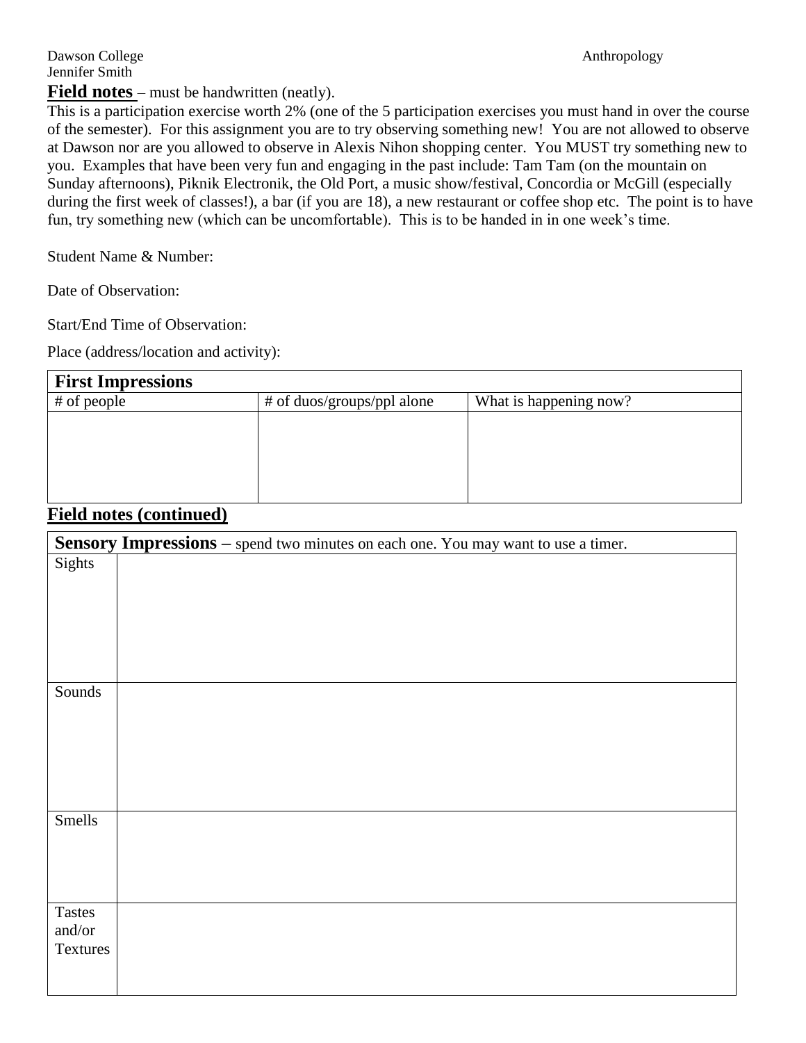Dawson College Anthropology
Jennifer Smith

**Field notes** – must be handwritten (neatly).

This is a participation exercise worth 2% (one of the 5 participation exercises you must hand in over the course of the semester). For this assignment you are to try observing something new! You are not allowed to observe at Dawson nor are you allowed to observe in Alexis Nihon shopping center. You MUST try something new to you. Examples that have been very fun and engaging in the past include: Tam Tam (on the mountain on Sunday afternoons), Piknik Electronik, the Old Port, a music show/festival, Concordia or McGill (especially during the first week of classes!), a bar (if you are 18), a new restaurant or coffee shop etc. The point is to have fun, try something new (which can be uncomfortable). This is to be handed in in one week's time.

Student Name & Number:

Date of Observation:

Start/End Time of Observation:

Place (address/location and activity):

| **First Impressions** | | |
|---|---|---|
| # of people | # of duos/groups/ppl alone | What is happening now? |
| | | |

## Field notes (continued)

| **Sensory Impressions** – spend two minutes on each one. You may want to use a timer. | |
|---|---|
| Sights | |
| Sounds | |
| Smells | |
| Tastes and/or Textures | |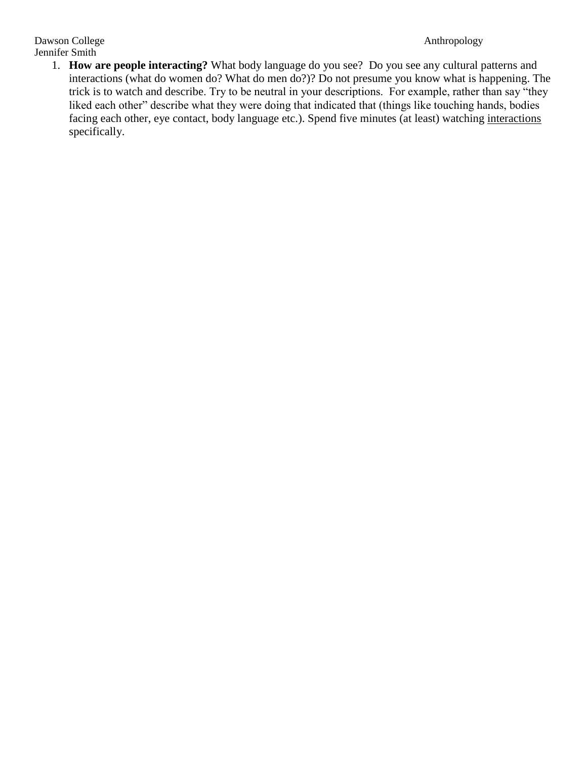1. **How are people interacting?** What body language do you see? Do you see any cultural patterns and interactions (what do women do? What do men do?)? Do not presume you know what is happening. The trick is to watch and describe. Try to be neutral in your descriptions. For example, rather than say "they liked each other" describe what they were doing that indicated that (things like touching hands, bodies facing each other, eye contact, body language etc.). Spend five minutes (at least) watching <u>interactions</u> specifically.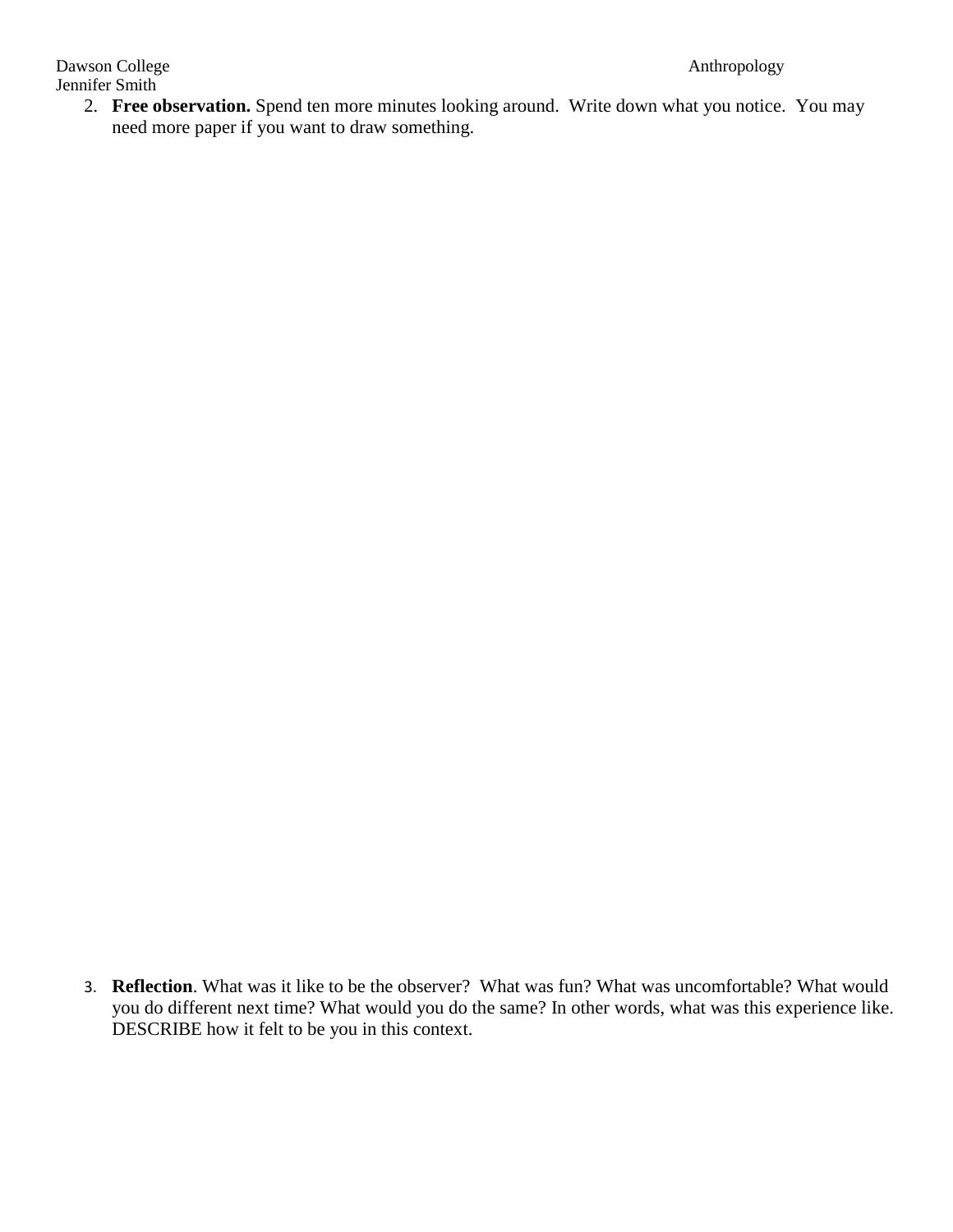2. **Free observation.** Spend ten more minutes looking around. Write down what you notice. You may need more paper if you want to draw something.

3. **Reflection**. What was it like to be the observer? What was fun? What was uncomfortable? What would you do different next time? What would you do the same? In other words, what was this experience like. DESCRIBE how it felt to be you in this context.